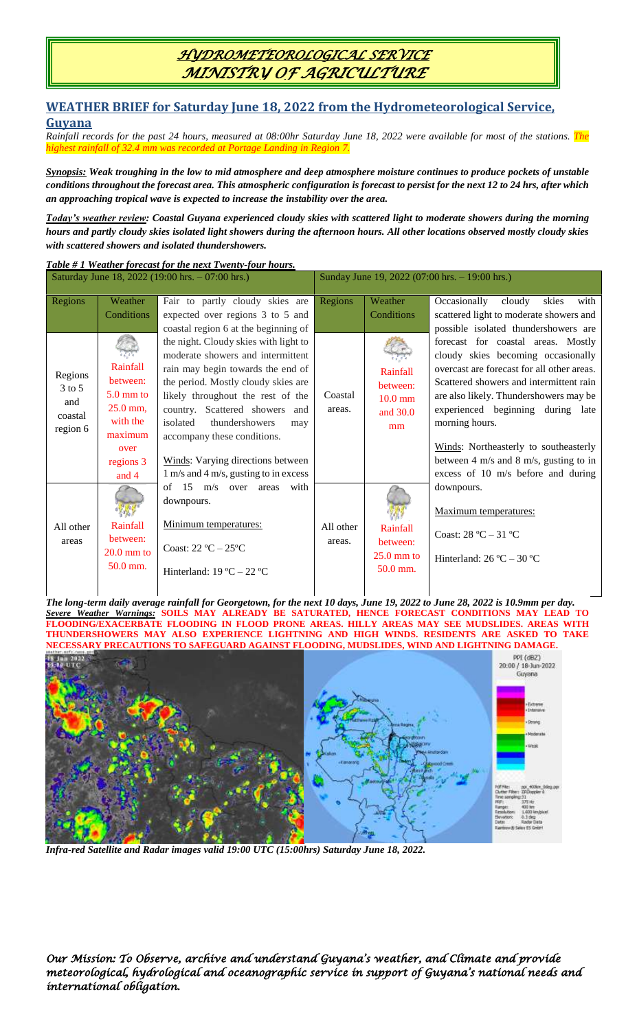# *HYDROMETEOROLOGICAL SERVICE*
# *MINISTRY OF AGRICULTURE*

## WEATHER BRIEF for Saturday June 18, 2022 from the Hydrometeorological Service, Guyana

*Rainfall records for the past 24 hours, measured at 08:00hr Saturday June 18, 2022 were available for most of the stations. The highest rainfall of 32.4 mm was recorded at Portage Landing in Region 7.*

***Synopsis:** Weak troughing in the low to mid atmosphere and deep atmosphere moisture continues to produce pockets of unstable conditions throughout the forecast area. This atmospheric configuration is forecast to persist for the next 12 to 24 hrs, after which an approaching tropical wave is expected to increase the instability over the area.*

***Today's weather review:** Coastal Guyana experienced cloudy skies with scattered light to moderate showers during the morning hours and partly cloudy skies isolated light showers during the afternoon hours. All other locations observed mostly cloudy skies with scattered showers and isolated thundershowers.*

***Table # 1 Weather forecast for the next Twenty-four hours.***

| Saturday June 18, 2022 (19:00 hrs. – 07:00 hrs.) | | | Sunday June 19, 2022 (07:00 hrs. – 19:00 hrs.) | | |
|---|---|---|---|---|---|
| Regions | Weather Conditions | Fair to partly cloudy skies are expected over regions 3 to 5 and coastal region 6 at the beginning of the night. Cloudy skies with light to moderate showers and intermittent rain may begin towards the end of the period. Mostly cloudy skies are likely throughout the rest of the country. Scattered showers and isolated thundershowers may accompany these conditions.<br><br>Winds: Varying directions between 1 m/s and 4 m/s, gusting to in excess of 15 m/s over areas with downpours.<br><br>Minimum temperatures:<br><br>Coast: 22 ºC – 25ºC<br><br>Hinterland: 19 ºC – 22 ºC | Regions | Weather Conditions | Occasionally cloudy skies with scattered light to moderate showers and possible isolated thundershowers are forecast for coastal areas. Mostly cloudy skies becoming occasionally overcast are forecast for all other areas. Scattered showers and intermittent rain are also likely. Thundershowers may be experienced beginning during late morning hours.<br><br>Winds: Northeasterly to southeasterly between 4 m/s and 8 m/s, gusting to in excess of 10 m/s before and during downpours.<br><br>Maximum temperatures:<br><br>Coast: 28 ºC – 31 ºC<br><br>Hinterland: 26 ºC – 30 ºC |
| Regions 3 to 5 and coastal region 6 | Rainfall between: 5.0 mm to 25.0 mm, with the maximum over regions 3 and 4 | | Coastal areas. | Rainfall between: 10.0 mm and 30.0 mm | |
| All other areas | Rainfall between: 20.0 mm to 50.0 mm. | | All other areas. | Rainfall between: 25.0 mm to 50.0 mm. | |

***The long-term daily average rainfall for Georgetown, for the next 10 days, June 19, 2022 to June 28, 2022 is 10.9mm per day.***

***Severe Weather Warnings:*** **SOILS MAY ALREADY BE SATURATED, HENCE FORECAST CONDITIONS MAY LEAD TO FLOODING/EXACERBATE FLOODING IN FLOOD PRONE AREAS. HILLY AREAS MAY SEE MUDSLIDES. AREAS WITH THUNDERSHOWERS MAY ALSO EXPERIENCE LIGHTNING AND HIGH WINDS. RESIDENTS ARE ASKED TO TAKE NECESSARY PRECAUTIONS TO SAFEGUARD AGAINST FLOODING, MUDSLIDES, WIND AND LIGHTNING DAMAGE.**

***Infra-red Satellite and Radar images valid 19:00 UTC (15:00hrs) Saturday June 18, 2022.***

*Our Mission: To Observe, archive and understand Guyana's weather, and Climate and provide meteorological, hydrological and oceanographic service in support of Guyana's national needs and international obligation.*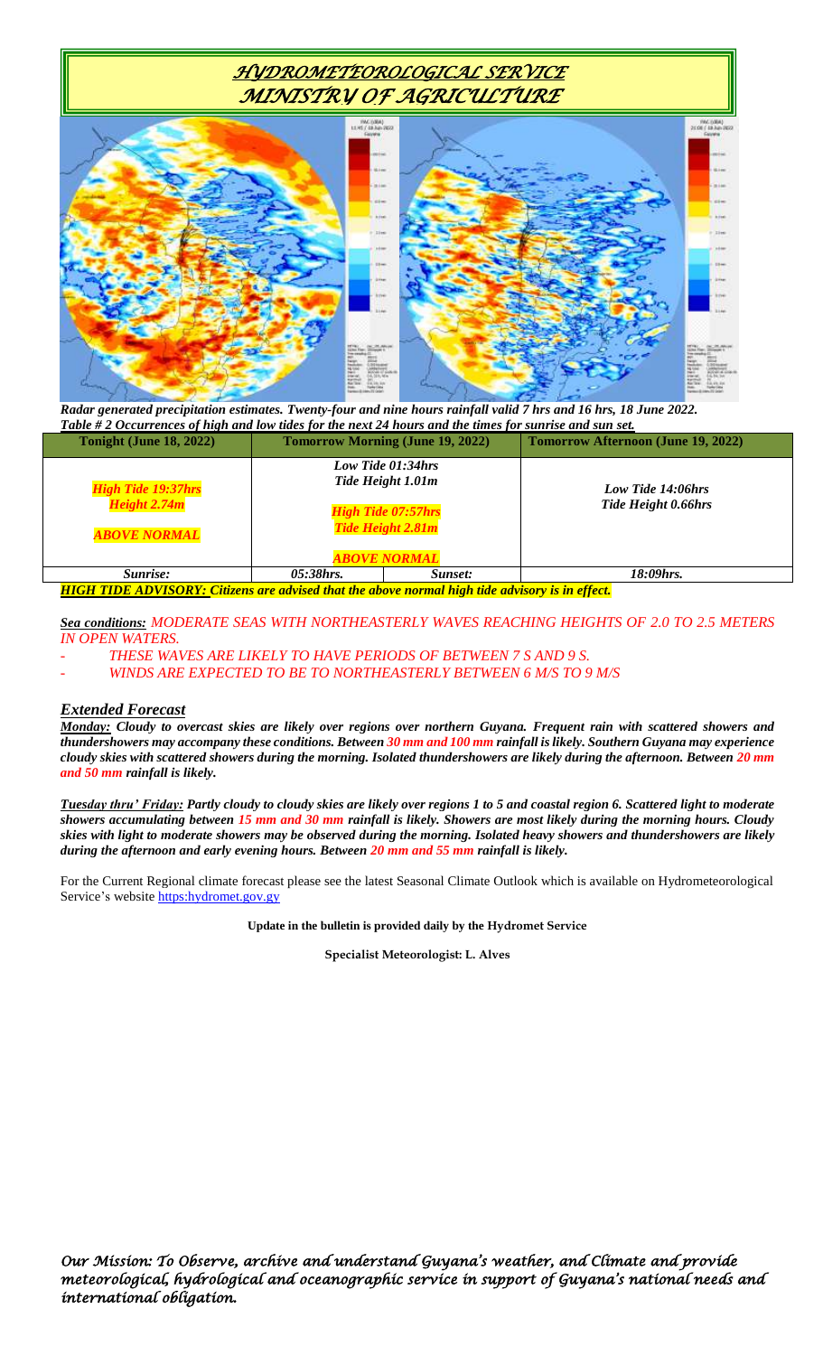# HYDROMETEOROLOGICAL SERVICE
# MINISTRY OF AGRICULTURE

*Radar generated precipitation estimates. Twenty-four and nine hours rainfall valid 7 hrs and 16 hrs, 18 June 2022.*

*Table # 2 Occurrences of high and low tides for the next 24 hours and the times for sunrise and sun set.*

| Tonight (June 18, 2022) | Tomorrow Morning (June 19, 2022) | | Tomorrow Afternoon (June 19, 2022) |
|---|---|---|---|
| ***High Tide 19:37hrs*** ***Height 2.74m*** ***ABOVE NORMAL*** | ***Low Tide 01:34hrs*** ***Tide Height 1.01m*** ***High Tide 07:57hrs*** ***Tide Height 2.81m*** ***ABOVE NORMAL*** | | ***Low Tide 14:06hrs*** ***Tide Height 0.66hrs*** |
| ***Sunrise:*** | ***05:38hrs.*** | ***Sunset:*** | ***18:09hrs.*** |

***HIGH TIDE ADVISORY:*** ***Citizens are advised that the above normal high tide advisory is in effect.***

***Sea conditions:*** *MODERATE SEAS WITH NORTHEASTERLY WAVES REACHING HEIGHTS OF 2.0 TO 2.5 METERS IN OPEN WATERS.*

- *THESE WAVES ARE LIKELY TO HAVE PERIODS OF BETWEEN 7 S AND 9 S.*
- *WINDS ARE EXPECTED TO BE TO NORTHEASTERLY BETWEEN 6 M/S TO 9 M/S*

## *Extended Forecast*

***Monday:*** ***Cloudy to overcast skies are likely over regions over northern Guyana. Frequent rain with scattered showers and thundershowers may accompany these conditions. Between 30 mm and 100 mm rainfall is likely. Southern Guyana may experience cloudy skies with scattered showers during the morning. Isolated thundershowers are likely during the afternoon. Between 20 mm and 50 mm rainfall is likely.***

***Tuesday thru' Friday:*** ***Partly cloudy to cloudy skies are likely over regions 1 to 5 and coastal region 6. Scattered light to moderate showers accumulating between 15 mm and 30 mm rainfall is likely. Showers are most likely during the morning hours. Cloudy skies with light to moderate showers may be observed during the morning. Isolated heavy showers and thundershowers are likely during the afternoon and early evening hours. Between 20 mm and 55 mm rainfall is likely.***

For the Current Regional climate forecast please see the latest Seasonal Climate Outlook which is available on Hydrometeorological Service's website [https:hydromet.gov.gy](https:hydromet.gov.gy)

**Update in the bulletin is provided daily by the Hydromet Service**

**Specialist Meteorologist: L. Alves**

*Our Mission: To Observe, archive and understand Guyana's weather, and Climate and provide meteorological, hydrological and oceanographic service in support of Guyana's national needs and international obligation.*